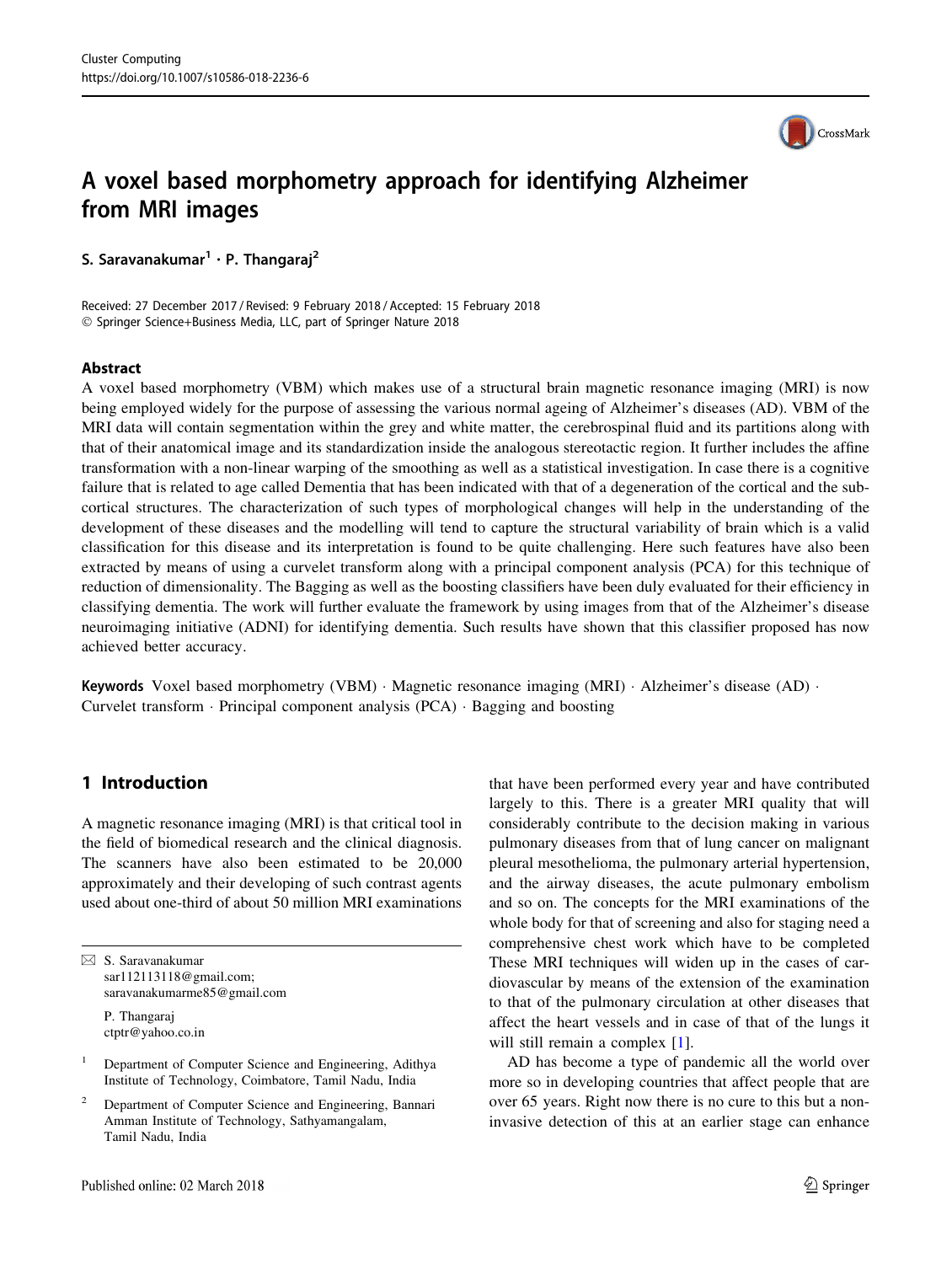# A voxel based morphometry approach for identifying Alzheimer from MRI images

**S. Saravanakumar[1] · P. Thangaraj[2]**

Received: 27 December 2017 / Revised: 9 February 2018 / Accepted: 15 February 2018
© Springer Science+Business Media, LLC, part of Springer Nature 2018

## Abstract

A voxel based morphometry (VBM) which makes use of a structural brain magnetic resonance imaging (MRI) is now being employed widely for the purpose of assessing the various normal ageing of Alzheimer's diseases (AD). VBM of the MRI data will contain segmentation within the grey and white matter, the cerebrospinal fluid and its partitions along with that of their anatomical image and its standardization inside the analogous stereotactic region. It further includes the affine transformation with a non-linear warping of the smoothing as well as a statistical investigation. In case there is a cognitive failure that is related to age called Dementia that has been indicated with that of a degeneration of the cortical and the sub-cortical structures. The characterization of such types of morphological changes will help in the understanding of the development of these diseases and the modelling will tend to capture the structural variability of brain which is a valid classification for this disease and its interpretation is found to be quite challenging. Here such features have also been extracted by means of using a curvelet transform along with a principal component analysis (PCA) for this technique of reduction of dimensionality. The Bagging as well as the boosting classifiers have been duly evaluated for their efficiency in classifying dementia. The work will further evaluate the framework by using images from that of the Alzheimer's disease neuroimaging initiative (ADNI) for identifying dementia. Such results have shown that this classifier proposed has now achieved better accuracy.

**Keywords** Voxel based morphometry (VBM) · Magnetic resonance imaging (MRI) · Alzheimer's disease (AD) · Curvelet transform · Principal component analysis (PCA) · Bagging and boosting

## 1 Introduction

A magnetic resonance imaging (MRI) is that critical tool in the field of biomedical research and the clinical diagnosis. The scanners have also been estimated to be 20,000 approximately and their developing of such contrast agents used about one-third of about 50 million MRI examinations that have been performed every year and have contributed largely to this. There is a greater MRI quality that will considerably contribute to the decision making in various pulmonary diseases from that of lung cancer on malignant pleural mesothelioma, the pulmonary arterial hypertension, and the airway diseases, the acute pulmonary embolism and so on. The concepts for the MRI examinations of the whole body for that of screening and also for staging need a comprehensive chest work which have to be completed These MRI techniques will widen up in the cases of cardiovascular by means of the extension of the examination to that of the pulmonary circulation at other diseases that affect the heart vessels and in case of that of the lungs it will still remain a complex [1].

AD has become a type of pandemic all the world over more so in developing countries that affect people that are over 65 years. Right now there is no cure to this but a non-invasive detection of this at an earlier stage can enhance

---

✉ S. Saravanakumar
sar112113118@gmail.com;
saravanakumarme85@gmail.com

P. Thangaraj
ctptr@yahoo.co.in

[1] Department of Computer Science and Engineering, Adithya Institute of Technology, Coimbatore, Tamil Nadu, India

[2] Department of Computer Science and Engineering, Bannari Amman Institute of Technology, Sathyamangalam, Tamil Nadu, India

Published online: 02 March 2018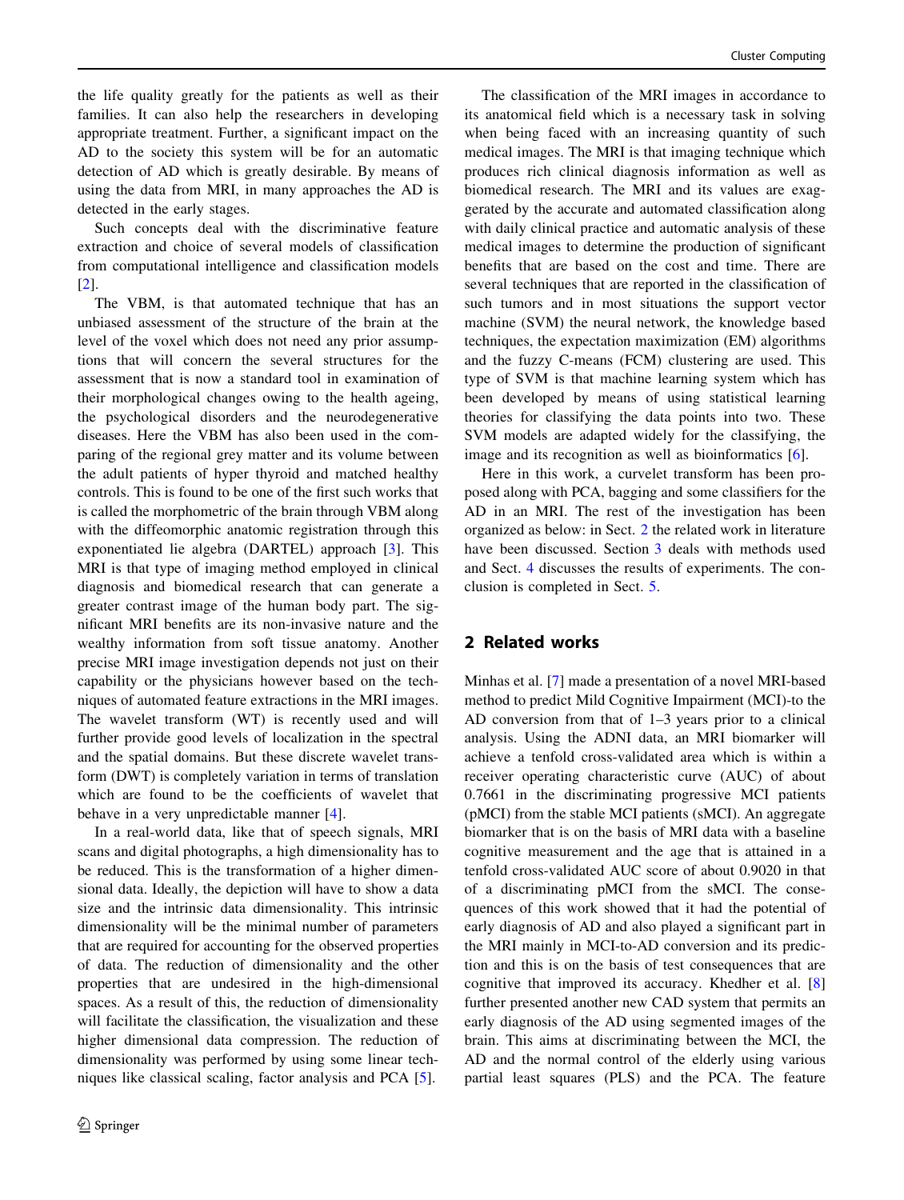the life quality greatly for the patients as well as their families. It can also help the researchers in developing appropriate treatment. Further, a significant impact on the AD to the society this system will be for an automatic detection of AD which is greatly desirable. By means of using the data from MRI, in many approaches the AD is detected in the early stages.

Such concepts deal with the discriminative feature extraction and choice of several models of classification from computational intelligence and classification models [2].

The VBM, is that automated technique that has an unbiased assessment of the structure of the brain at the level of the voxel which does not need any prior assumptions that will concern the several structures for the assessment that is now a standard tool in examination of their morphological changes owing to the health ageing, the psychological disorders and the neurodegenerative diseases. Here the VBM has also been used in the comparing of the regional grey matter and its volume between the adult patients of hyper thyroid and matched healthy controls. This is found to be one of the first such works that is called the morphometric of the brain through VBM along with the diffeomorphic anatomic registration through this exponentiated lie algebra (DARTEL) approach [3]. This MRI is that type of imaging method employed in clinical diagnosis and biomedical research that can generate a greater contrast image of the human body part. The significant MRI benefits are its non-invasive nature and the wealthy information from soft tissue anatomy. Another precise MRI image investigation depends not just on their capability or the physicians however based on the techniques of automated feature extractions in the MRI images. The wavelet transform (WT) is recently used and will further provide good levels of localization in the spectral and the spatial domains. But these discrete wavelet transform (DWT) is completely variation in terms of translation which are found to be the coefficients of wavelet that behave in a very unpredictable manner [4].

In a real-world data, like that of speech signals, MRI scans and digital photographs, a high dimensionality has to be reduced. This is the transformation of a higher dimensional data. Ideally, the depiction will have to show a data size and the intrinsic data dimensionality. This intrinsic dimensionality will be the minimal number of parameters that are required for accounting for the observed properties of data. The reduction of dimensionality and the other properties that are undesired in the high-dimensional spaces. As a result of this, the reduction of dimensionality will facilitate the classification, the visualization and these higher dimensional data compression. The reduction of dimensionality was performed by using some linear techniques like classical scaling, factor analysis and PCA [5].

The classification of the MRI images in accordance to its anatomical field which is a necessary task in solving when being faced with an increasing quantity of such medical images. The MRI is that imaging technique which produces rich clinical diagnosis information as well as biomedical research. The MRI and its values are exaggerated by the accurate and automated classification along with daily clinical practice and automatic analysis of these medical images to determine the production of significant benefits that are based on the cost and time. There are several techniques that are reported in the classification of such tumors and in most situations the support vector machine (SVM) the neural network, the knowledge based techniques, the expectation maximization (EM) algorithms and the fuzzy C-means (FCM) clustering are used. This type of SVM is that machine learning system which has been developed by means of using statistical learning theories for classifying the data points into two. These SVM models are adapted widely for the classifying, the image and its recognition as well as bioinformatics [6].

Here in this work, a curvelet transform has been proposed along with PCA, bagging and some classifiers for the AD in an MRI. The rest of the investigation has been organized as below: in Sect. 2 the related work in literature have been discussed. Section 3 deals with methods used and Sect. 4 discusses the results of experiments. The conclusion is completed in Sect. 5.

## 2 Related works

Minhas et al. [7] made a presentation of a novel MRI-based method to predict Mild Cognitive Impairment (MCI)-to the AD conversion from that of 1–3 years prior to a clinical analysis. Using the ADNI data, an MRI biomarker will achieve a tenfold cross-validated area which is within a receiver operating characteristic curve (AUC) of about 0.7661 in the discriminating progressive MCI patients (pMCI) from the stable MCI patients (sMCI). An aggregate biomarker that is on the basis of MRI data with a baseline cognitive measurement and the age that is attained in a tenfold cross-validated AUC score of about 0.9020 in that of a discriminating pMCI from the sMCI. The consequences of this work showed that it had the potential of early diagnosis of AD and also played a significant part in the MRI mainly in MCI-to-AD conversion and its prediction and this is on the basis of test consequences that are cognitive that improved its accuracy. Khedher et al. [8] further presented another new CAD system that permits an early diagnosis of the AD using segmented images of the brain. This aims at discriminating between the MCI, the AD and the normal control of the elderly using various partial least squares (PLS) and the PCA. The feature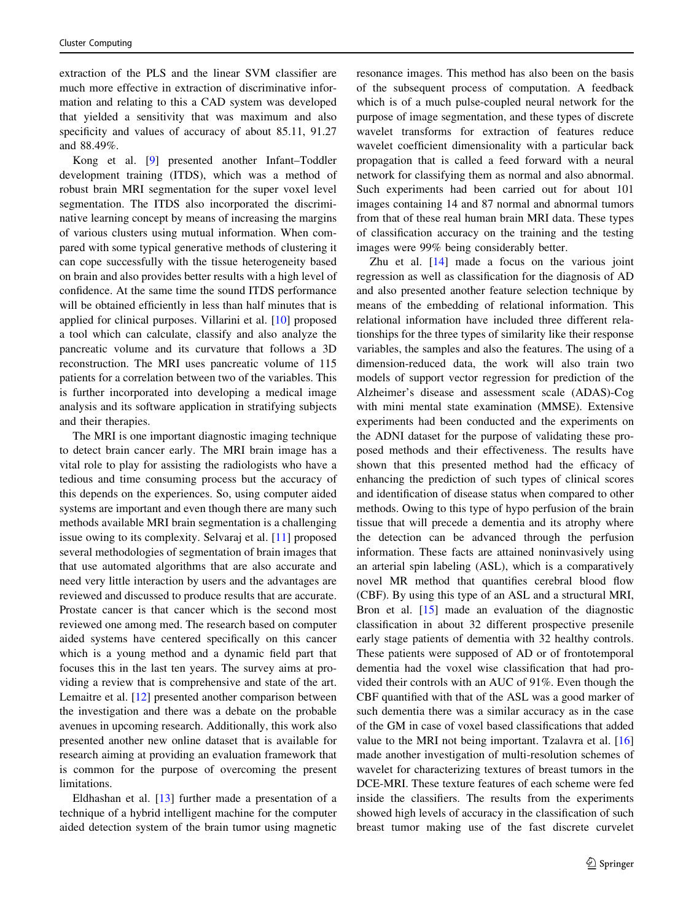extraction of the PLS and the linear SVM classifier are much more effective in extraction of discriminative information and relating to this a CAD system was developed that yielded a sensitivity that was maximum and also specificity and values of accuracy of about 85.11, 91.27 and 88.49%.

Kong et al. [9] presented another Infant–Toddler development training (ITDS), which was a method of robust brain MRI segmentation for the super voxel level segmentation. The ITDS also incorporated the discriminative learning concept by means of increasing the margins of various clusters using mutual information. When compared with some typical generative methods of clustering it can cope successfully with the tissue heterogeneity based on brain and also provides better results with a high level of confidence. At the same time the sound ITDS performance will be obtained efficiently in less than half minutes that is applied for clinical purposes. Villarini et al. [10] proposed a tool which can calculate, classify and also analyze the pancreatic volume and its curvature that follows a 3D reconstruction. The MRI uses pancreatic volume of 115 patients for a correlation between two of the variables. This is further incorporated into developing a medical image analysis and its software application in stratifying subjects and their therapies.

The MRI is one important diagnostic imaging technique to detect brain cancer early. The MRI brain image has a vital role to play for assisting the radiologists who have a tedious and time consuming process but the accuracy of this depends on the experiences. So, using computer aided systems are important and even though there are many such methods available MRI brain segmentation is a challenging issue owing to its complexity. Selvaraj et al. [11] proposed several methodologies of segmentation of brain images that that use automated algorithms that are also accurate and need very little interaction by users and the advantages are reviewed and discussed to produce results that are accurate. Prostate cancer is that cancer which is the second most reviewed one among med. The research based on computer aided systems have centered specifically on this cancer which is a young method and a dynamic field part that focuses this in the last ten years. The survey aims at providing a review that is comprehensive and state of the art. Lemaitre et al. [12] presented another comparison between the investigation and there was a debate on the probable avenues in upcoming research. Additionally, this work also presented another new online dataset that is available for research aiming at providing an evaluation framework that is common for the purpose of overcoming the present limitations.

Eldhashan et al. [13] further made a presentation of a technique of a hybrid intelligent machine for the computer aided detection system of the brain tumor using magnetic resonance images. This method has also been on the basis of the subsequent process of computation. A feedback which is of a much pulse-coupled neural network for the purpose of image segmentation, and these types of discrete wavelet transforms for extraction of features reduce wavelet coefficient dimensionality with a particular back propagation that is called a feed forward with a neural network for classifying them as normal and also abnormal. Such experiments had been carried out for about 101 images containing 14 and 87 normal and abnormal tumors from that of these real human brain MRI data. These types of classification accuracy on the training and the testing images were 99% being considerably better.

Zhu et al. [14] made a focus on the various joint regression as well as classification for the diagnosis of AD and also presented another feature selection technique by means of the embedding of relational information. This relational information have included three different relationships for the three types of similarity like their response variables, the samples and also the features. The using of a dimension-reduced data, the work will also train two models of support vector regression for prediction of the Alzheimer's disease and assessment scale (ADAS)-Cog with mini mental state examination (MMSE). Extensive experiments had been conducted and the experiments on the ADNI dataset for the purpose of validating these proposed methods and their effectiveness. The results have shown that this presented method had the efficacy of enhancing the prediction of such types of clinical scores and identification of disease status when compared to other methods. Owing to this type of hypo perfusion of the brain tissue that will precede a dementia and its atrophy where the detection can be advanced through the perfusion information. These facts are attained noninvasively using an arterial spin labeling (ASL), which is a comparatively novel MR method that quantifies cerebral blood flow (CBF). By using this type of an ASL and a structural MRI, Bron et al. [15] made an evaluation of the diagnostic classification in about 32 different prospective presenile early stage patients of dementia with 32 healthy controls. These patients were supposed of AD or of frontotemporal dementia had the voxel wise classification that had provided their controls with an AUC of 91%. Even though the CBF quantified with that of the ASL was a good marker of such dementia there was a similar accuracy as in the case of the GM in case of voxel based classifications that added value to the MRI not being important. Tzalavra et al. [16] made another investigation of multi-resolution schemes of wavelet for characterizing textures of breast tumors in the DCE-MRI. These texture features of each scheme were fed inside the classifiers. The results from the experiments showed high levels of accuracy in the classification of such breast tumor making use of the fast discrete curvelet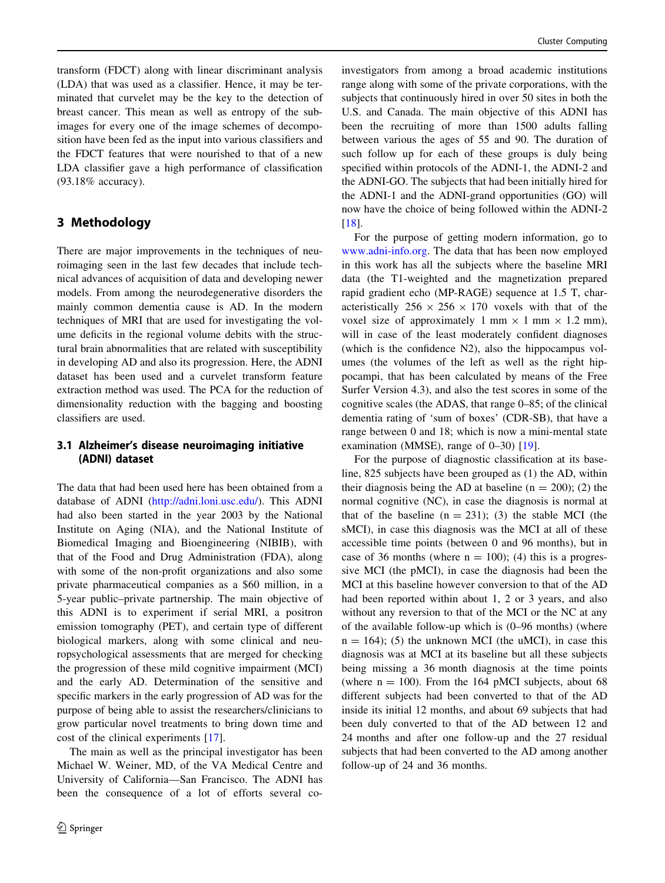transform (FDCT) along with linear discriminant analysis (LDA) that was used as a classifier. Hence, it may be terminated that curvelet may be the key to the detection of breast cancer. This mean as well as entropy of the sub-images for every one of the image schemes of decomposition have been fed as the input into various classifiers and the FDCT features that were nourished to that of a new LDA classifier gave a high performance of classification (93.18% accuracy).

## 3 Methodology

There are major improvements in the techniques of neuroimaging seen in the last few decades that include technical advances of acquisition of data and developing newer models. From among the neurodegenerative disorders the mainly common dementia cause is AD. In the modern techniques of MRI that are used for investigating the volume deficits in the regional volume debits with the structural brain abnormalities that are related with susceptibility in developing AD and also its progression. Here, the ADNI dataset has been used and a curvelet transform feature extraction method was used. The PCA for the reduction of dimensionality reduction with the bagging and boosting classifiers are used.

### 3.1 Alzheimer's disease neuroimaging initiative (ADNI) dataset

The data that had been used here has been obtained from a database of ADNI (http://adni.loni.usc.edu/). This ADNI had also been started in the year 2003 by the National Institute on Aging (NIA), and the National Institute of Biomedical Imaging and Bioengineering (NIBIB), with that of the Food and Drug Administration (FDA), along with some of the non-profit organizations and also some private pharmaceutical companies as a $60 million, in a 5-year public–private partnership. The main objective of this ADNI is to experiment if serial MRI, a positron emission tomography (PET), and certain type of different biological markers, along with some clinical and neuropsychological assessments that are merged for checking the progression of these mild cognitive impairment (MCI) and the early AD. Determination of the sensitive and specific markers in the early progression of AD was for the purpose of being able to assist the researchers/clinicians to grow particular novel treatments to bring down time and cost of the clinical experiments [17].

The main as well as the principal investigator has been Michael W. Weiner, MD, of the VA Medical Centre and University of California—San Francisco. The ADNI has been the consequence of a lot of efforts several co-investigators from among a broad academic institutions range along with some of the private corporations, with the subjects that continuously hired in over 50 sites in both the U.S. and Canada. The main objective of this ADNI has been the recruiting of more than 1500 adults falling between various the ages of 55 and 90. The duration of such follow up for each of these groups is duly being specified within protocols of the ADNI-1, the ADNI-2 and the ADNI-GO. The subjects that had been initially hired for the ADNI-1 and the ADNI-grand opportunities (GO) will now have the choice of being followed within the ADNI-2 [18].

For the purpose of getting modern information, go to www.adni-info.org. The data that has been now employed in this work has all the subjects where the baseline MRI data (the T1-weighted and the magnetization prepared rapid gradient echo (MP-RAGE) sequence at 1.5 T, characteristically $256 \times 256 \times 170$ voxels with that of the voxel size of approximately $1 \text{ mm} \times 1 \text{ mm} \times 1.2 \text{ mm}$), will in case of the least moderately confident diagnoses (which is the confidence N2), also the hippocampus volumes (the volumes of the left as well as the right hippocampi, that has been calculated by means of the Free Surfer Version 4.3), and also the test scores in some of the cognitive scales (the ADAS, that range 0–85; of the clinical dementia rating of 'sum of boxes' (CDR-SB), that have a range between 0 and 18; which is now a mini-mental state examination (MMSE), range of 0–30) [19].

For the purpose of diagnostic classification at its baseline, 825 subjects have been grouped as (1) the AD, within their diagnosis being the AD at baseline ($n = 200$); (2) the normal cognitive (NC), in case the diagnosis is normal at that of the baseline ($n = 231$); (3) the stable MCI (the sMCI), in case this diagnosis was the MCI at all of these accessible time points (between 0 and 96 months), but in case of 36 months (where $n = 100$); (4) this is a progressive MCI (the pMCI), in case the diagnosis had been the MCI at this baseline however conversion to that of the AD had been reported within about 1, 2 or 3 years, and also without any reversion to that of the MCI or the NC at any of the available follow-up which is (0–96 months) (where $n = 164$); (5) the unknown MCI (the uMCI), in case this diagnosis was at MCI at its baseline but all these subjects being missing a 36 month diagnosis at the time points (where $n = 100$). From the 164 pMCI subjects, about 68 different subjects had been converted to that of the AD inside its initial 12 months, and about 69 subjects that had been duly converted to that of the AD between 12 and 24 months and after one follow-up and the 27 residual subjects that had been converted to the AD among another follow-up of 24 and 36 months.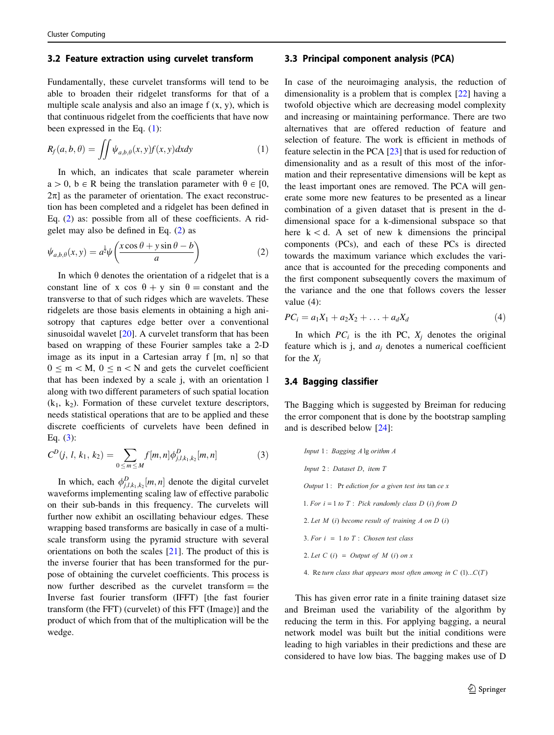### 3.2 Feature extraction using curvelet transform

Fundamentally, these curvelet transforms will tend to be able to broaden their ridgelet transforms for that of a multiple scale analysis and also an image f (x, y), which is that continuous ridgelet from the coefficients that have now been expressed in the Eq. (1):

$$R_f(a, b, \theta) = \iint \psi_{a,b,\theta}(x, y) f(x, y) dxdy \tag{1}$$

In which, an indicates that scale parameter wherein a > 0, b ∈ R being the translation parameter with θ ∈ [0, 2π] as the parameter of orientation. The exact reconstruction has been completed and a ridgelet has been defined in Eq. (2) as: possible from all of these coefficients. A ridgelet may also be defined in Eq. (2) as

$$\psi_{a,b,\theta}(x, y) = a^{\frac{1}{2}} \psi\left(\frac{x\cos\theta + y\sin\theta - b}{a}\right) \tag{2}$$

In which θ denotes the orientation of a ridgelet that is a constant line of x cos θ + y sin θ = constant and the transverse to that of such ridges which are wavelets. These ridgelets are those basis elements in obtaining a high anisotropy that captures edge better over a conventional sinusoidal wavelet [20]. A curvelet transform that has been based on wrapping of these Fourier samples take a 2-D image as its input in a Cartesian array f [m, n] so that 0 ≤ m < M, 0 ≤ n < N and gets the curvelet coefficient that has been indexed by a scale j, with an orientation l along with two different parameters of such spatial location ($k_1$, $k_2$). Formation of these curvelet texture descriptors, needs statistical operations that are to be applied and these discrete coefficients of curvelets have been defined in Eq. (3):

$$C^D(j, l, k_1, k_2) = \sum_{0 \le m \le M} f[m, n] \phi^D_{j,l,k_1,k_2}[m, n] \tag{3}$$

In which, each $\phi^D_{j,l,k_1,k_2}[m, n]$ denote the digital curvelet waveforms implementing scaling law of effective parabolic on their sub-bands in this frequency. The curvelets will further now exhibit an oscillating behaviour edges. These wrapping based transforms are basically in case of a multi-scale transform using the pyramid structure with several orientations on both the scales [21]. The product of this is the inverse fourier that has been transformed for the purpose of obtaining the curvelet coefficients. This process is now further described as the curvelet transform = the Inverse fast fourier transform (IFFT) [the fast fourier transform (the FFT) (curvelet) of this FFT (Image)] and the product of which from that of the multiplication will be the wedge.

### 3.3 Principal component analysis (PCA)

In case of the neuroimaging analysis, the reduction of dimensionality is a problem that is complex [22] having a twofold objective which are decreasing model complexity and increasing or maintaining performance. There are two alternatives that are offered reduction of feature and selection of feature. The work is efficient in methods of feature selectin in the PCA [23] that is used for reduction of dimensionality and as a result of this most of the information and their representative dimensions will be kept as the least important ones are removed. The PCA will generate some more new features to be presented as a linear combination of a given dataset that is present in the d-dimensional space for a k-dimensional subspace so that here k < d. A set of new k dimensions the principal components (PCs), and each of these PCs is directed towards the maximum variance which excludes the variance that is accounted for the preceding components and the first component subsequently covers the maximum of the variance and the one that follows covers the lesser value (4):

$$PC_i = a_1 X_1 + a_2 X_2 + \ldots + a_d X_d \tag{4}$$

In which $PC_i$ is the ith PC, $X_j$ denotes the original feature which is j, and $a_j$ denotes a numerical coefficient for the $X_j$

### 3.4 Bagging classifier

The Bagging which is suggested by Breiman for reducing the error component that is done by the bootstrap sampling and is described below [24]:

*Input 1: Bagging Algorithm A*

*Input 2: Dataset D, item T*

*Output 1: Prediction for a given test instance x*

1. *For i = 1 to T: Pick randomly class D (i) from D*
2. *Let M (i) become result of training A on D (i)*
3. *For i = 1 to T: Chosen test class*
2. *Let C (i) = Output of M (i) on x*
4. *Return class that appears most often among in C (1)...C(T)*

This has given error rate in a finite training dataset size and Breiman used the variability of the algorithm by reducing the term in this. For applying bagging, a neural network model was built but the initial conditions were leading to high variables in their predictions and these are considered to have low bias. The bagging makes use of D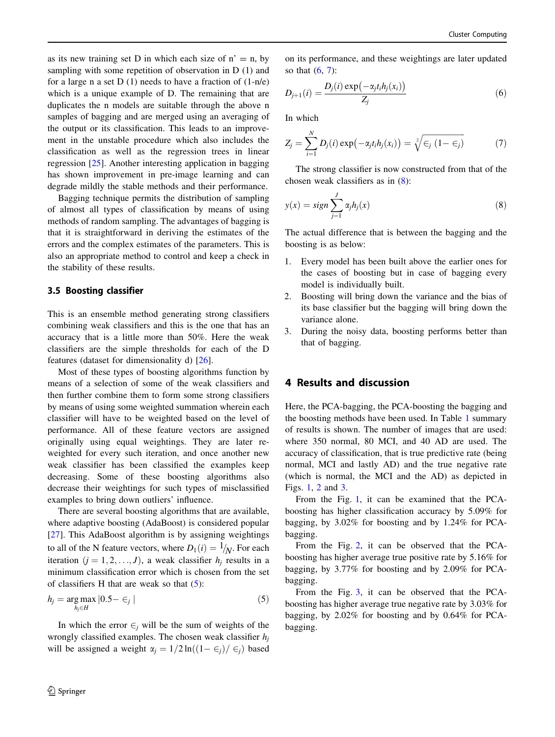as its new training set D in which each size of n' = n, by sampling with some repetition of observation in D (1) and for a large n a set D (1) needs to have a fraction of (1-n/e) which is a unique example of D. The remaining that are duplicates the n models are suitable through the above n samples of bagging and are merged using an averaging of the output or its classification. This leads to an improvement in the unstable procedure which also includes the classification as well as the regression trees in linear regression [25]. Another interesting application in bagging has shown improvement in pre-image learning and can degrade mildly the stable methods and their performance.

Bagging technique permits the distribution of sampling of almost all types of classification by means of using methods of random sampling. The advantages of bagging is that it is straightforward in deriving the estimates of the errors and the complex estimates of the parameters. This is also an appropriate method to control and keep a check in the stability of these results.

### 3.5 Boosting classifier

This is an ensemble method generating strong classifiers combining weak classifiers and this is the one that has an accuracy that is a little more than 50%. Here the weak classifiers are the simple thresholds for each of the D features (dataset for dimensionality d) [26].

Most of these types of boosting algorithms function by means of a selection of some of the weak classifiers and then further combine them to form some strong classifiers by means of using some weighted summation wherein each classifier will have to be weighted based on the level of performance. All of these feature vectors are assigned originally using equal weightings. They are later re-weighted for every such iteration, and once another new weak classifier has been classified the examples keep decreasing. Some of these boosting algorithms also decrease their weightings for such types of misclassified examples to bring down outliers' influence.

There are several boosting algorithms that are available, where adaptive boosting (AdaBoost) is considered popular [27]. This AdaBoost algorithm is by assigning weightings to all of the N feature vectors, where $D_1(i) = {}^{1}/_{N}$. For each iteration $(j = 1, 2, \ldots, J)$, a weak classifier $h_j$ results in a minimum classification error which is chosen from the set of classifiers H that are weak so that (5):

$$h_j = \underset{h_j \in H}{\arg\max} \left|0.5 - \epsilon_j\right| \tag{5}$$

In which the error $\epsilon_j$ will be the sum of weights of the wrongly classified examples. The chosen weak classifier $h_j$ will be assigned a weight $\alpha_j = 1/2 \ln((1 - \epsilon_j)/\epsilon_j)$ based on its performance, and these weightings are later updated so that (6, 7):

$$D_{j+1}(i) = \frac{D_j(i) \exp\left(-\alpha_j t_i h_j(x_i)\right)}{Z_j} \tag{6}$$

In which

$$Z_j = \sum_{i=1}^{N} D_j(i) \exp\left(-\alpha_j t_i h_j(x_i)\right) = \sqrt[2]{\epsilon_j \, (1 - \epsilon_j)} \tag{7}$$

The strong classifier is now constructed from that of the chosen weak classifiers as in (8):

$$y(x) = sign \sum_{j=1}^{J} \alpha_j h_j(x) \tag{8}$$

The actual difference that is between the bagging and the boosting is as below:

1. Every model has been built above the earlier ones for the cases of boosting but in case of bagging every model is individually built.
2. Boosting will bring down the variance and the bias of its base classifier but the bagging will bring down the variance alone.
3. During the noisy data, boosting performs better than that of bagging.

## 4 Results and discussion

Here, the PCA-bagging, the PCA-boosting the bagging and the boosting methods have been used. In Table 1 summary of results is shown. The number of images that are used: where 350 normal, 80 MCI, and 40 AD are used. The accuracy of classification, that is true predictive rate (being normal, MCI and lastly AD) and the true negative rate (which is normal, the MCI and the AD) as depicted in Figs. 1, 2 and 3.

From the Fig. 1, it can be examined that the PCA-boosting has higher classification accuracy by 5.09% for bagging, by 3.02% for boosting and by 1.24% for PCA-bagging.

From the Fig. 2, it can be observed that the PCA-boosting has higher average true positive rate by 5.16% for bagging, by 3.77% for boosting and by 2.09% for PCA-bagging.

From the Fig. 3, it can be observed that the PCA-boosting has higher average true negative rate by 3.03% for bagging, by 2.02% for boosting and by 0.64% for PCA-bagging.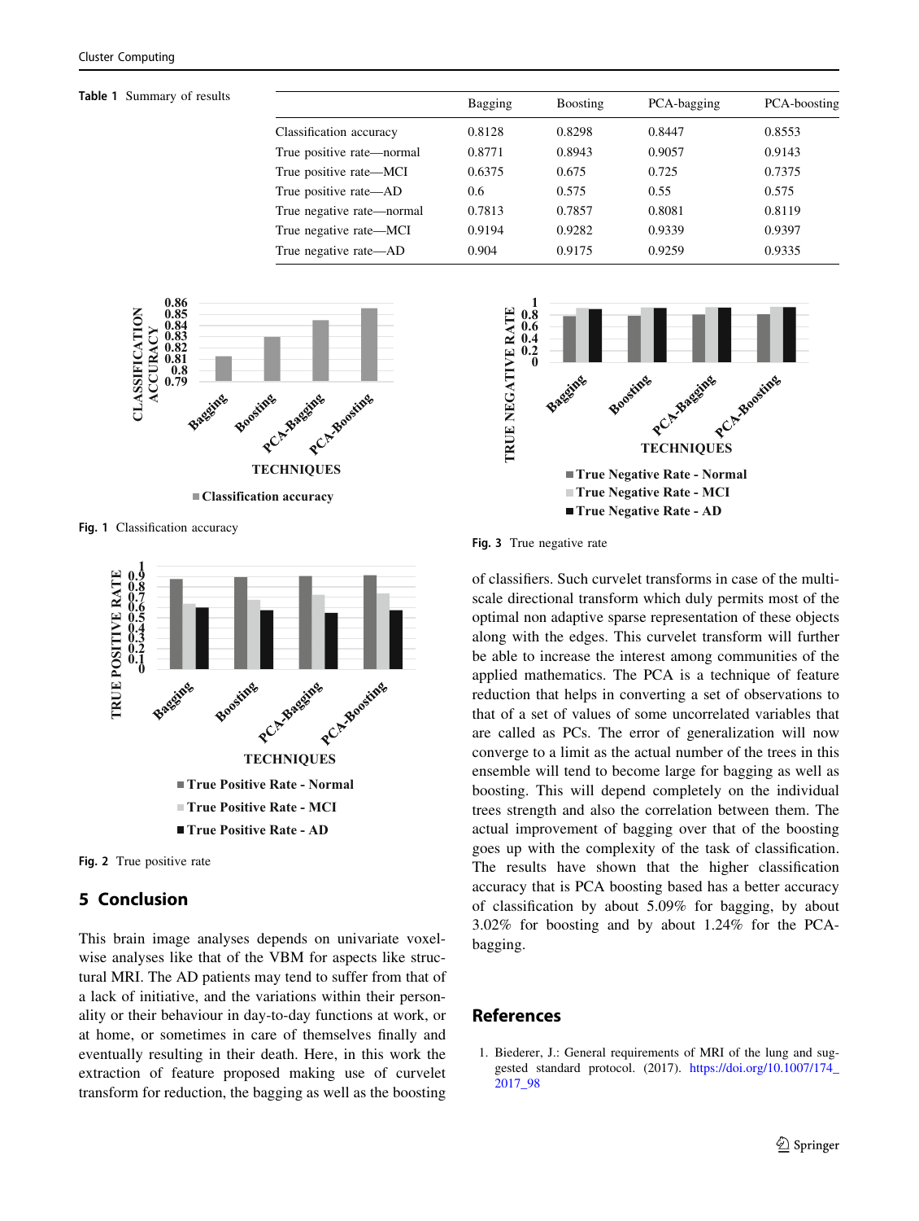**Table 1** Summary of results

| | Bagging | Boosting | PCA-bagging | PCA-boosting |
|---|---|---|---|---|
| Classification accuracy | 0.8128 | 0.8298 | 0.8447 | 0.8553 |
| True positive rate—normal | 0.8771 | 0.8943 | 0.9057 | 0.9143 |
| True positive rate—MCI | 0.6375 | 0.675 | 0.725 | 0.7375 |
| True positive rate—AD | 0.6 | 0.575 | 0.55 | 0.575 |
| True negative rate—normal | 0.7813 | 0.7857 | 0.8081 | 0.8119 |
| True negative rate—MCI | 0.9194 | 0.9282 | 0.9339 | 0.9397 |
| True negative rate—AD | 0.904 | 0.9175 | 0.9259 | 0.9335 |

**Fig. 1** Classification accuracy

**Fig. 2** True positive rate

**Fig. 3** True negative rate

## 5 Conclusion

This brain image analyses depends on univariate voxel-wise analyses like that of the VBM for aspects like structural MRI. The AD patients may tend to suffer from that of a lack of initiative, and the variations within their personality or their behaviour in day-to-day functions at work, or at home, or sometimes in care of themselves finally and eventually resulting in their death. Here, in this work the extraction of feature proposed making use of curvelet transform for reduction, the bagging as well as the boosting of classifiers. Such curvelet transforms in case of the multi-scale directional transform which duly permits most of the optimal non adaptive sparse representation of these objects along with the edges. This curvelet transform will further be able to increase the interest among communities of the applied mathematics. The PCA is a technique of feature reduction that helps in converting a set of observations to that of a set of values of some uncorrelated variables that are called as PCs. The error of generalization will now converge to a limit as the actual number of the trees in this ensemble will tend to become large for bagging as well as boosting. This will depend completely on the individual trees strength and also the correlation between them. The actual improvement of bagging over that of the boosting goes up with the complexity of the task of classification. The results have shown that the higher classification accuracy that is PCA boosting based has a better accuracy of classification by about 5.09% for bagging, by about 3.02% for boosting and by about 1.24% for the PCA-bagging.

## References

1. Biederer, J.: General requirements of MRI of the lung and suggested standard protocol. (2017). https://doi.org/10.1007/174_2017_98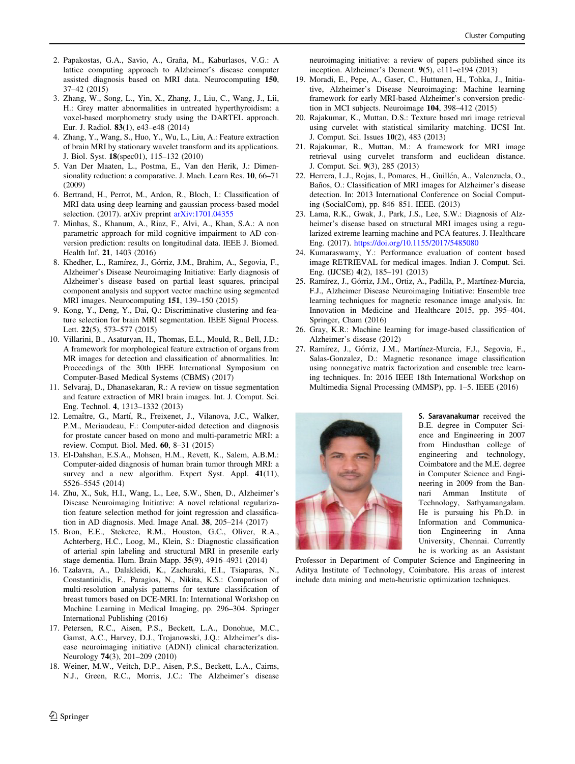2. Papakostas, G.A., Savio, A., Graña, M., Kaburlasos, V.G.: A lattice computing approach to Alzheimer's disease computer assisted diagnosis based on MRI data. Neurocomputing **150**, 37–42 (2015)
3. Zhang, W., Song, L., Yin, X., Zhang, J., Liu, C., Wang, J., Lii, H.: Grey matter abnormalities in untreated hyperthyroidism: a voxel-based morphometry study using the DARTEL approach. Eur. J. Radiol. **83**(1), e43–e48 (2014)
4. Zhang, Y., Wang, S., Huo, Y., Wu, L., Liu, A.: Feature extraction of brain MRI by stationary wavelet transform and its applications. J. Biol. Syst. **18**(spec01), 115–132 (2010)
5. Van Der Maaten, L., Postma, E., Van den Herik, J.: Dimensionality reduction: a comparative. J. Mach. Learn Res. **10**, 66–71 (2009)
6. Bertrand, H., Perrot, M., Ardon, R., Bloch, I.: Classification of MRI data using deep learning and gaussian process-based model selection. (2017). arXiv preprint arXiv:1701.04355
7. Minhas, S., Khanum, A., Riaz, F., Alvi, A., Khan, S.A.: A non parametric approach for mild cognitive impairment to AD conversion prediction: results on longitudinal data. IEEE J. Biomed. Health Inf. **21**, 1403 (2016)
8. Khedher, L., Ramírez, J., Górriz, J.M., Brahim, A., Segovia, F., Alzheimer's Disease Neuroimaging Initiative: Early diagnosis of Alzheimer's disease based on partial least squares, principal component analysis and support vector machine using segmented MRI images. Neurocomputing **151**, 139–150 (2015)
9. Kong, Y., Deng, Y., Dai, Q.: Discriminative clustering and feature selection for brain MRI segmentation. IEEE Signal Process. Lett. **22**(5), 573–577 (2015)
10. Villarini, B., Asaturyan, H., Thomas, E.L., Mould, R., Bell, J.D.: A framework for morphological feature extraction of organs from MR images for detection and classification of abnormalities. In: Proceedings of the 30th IEEE International Symposium on Computer-Based Medical Systems (CBMS) (2017)
11. Selvaraj, D., Dhanasekaran, R.: A review on tissue segmentation and feature extraction of MRI brain images. Int. J. Comput. Sci. Eng. Technol. **4**, 1313–1332 (2013)
12. Lemaître, G., Martí, R., Freixenet, J., Vilanova, J.C., Walker, P.M., Meriaudeau, F.: Computer-aided detection and diagnosis for prostate cancer based on mono and multi-parametric MRI: a review. Comput. Biol. Med. **60**, 8–31 (2015)
13. El-Dahshan, E.S.A., Mohsen, H.M., Revett, K., Salem, A.B.M.: Computer-aided diagnosis of human brain tumor through MRI: a survey and a new algorithm. Expert Syst. Appl. **41**(11), 5526–5545 (2014)
14. Zhu, X., Suk, H.I., Wang, L., Lee, S.W., Shen, D., Alzheimer's Disease Neuroimaging Initiative: A novel relational regularization feature selection method for joint regression and classification in AD diagnosis. Med. Image Anal. **38**, 205–214 (2017)
15. Bron, E.E., Steketee, R.M., Houston, G.C., Oliver, R.A., Achterberg, H.C., Loog, M., Klein, S.: Diagnostic classification of arterial spin labeling and structural MRI in presenile early stage dementia. Hum. Brain Mapp. **35**(9), 4916–4931 (2014)
16. Tzalavra, A., Dalakleidi, K., Zacharaki, E.I., Tsiaparas, N., Constantinidis, F., Paragios, N., Nikita, K.S.: Comparison of multi-resolution analysis patterns for texture classification of breast tumors based on DCE-MRI. In: International Workshop on Machine Learning in Medical Imaging, pp. 296–304. Springer International Publishing (2016)
17. Petersen, R.C., Aisen, P.S., Beckett, L.A., Donohue, M.C., Gamst, A.C., Harvey, D.J., Trojanowski, J.Q.: Alzheimer's disease neuroimaging initiative (ADNI) clinical characterization. Neurology **74**(3), 201–209 (2010)
18. Weiner, M.W., Veitch, D.P., Aisen, P.S., Beckett, L.A., Cairns, N.J., Green, R.C., Morris, J.C.: The Alzheimer's disease neuroimaging initiative: a review of papers published since its inception. Alzheimer's Dement. **9**(5), e111–e194 (2013)
19. Moradi, E., Pepe, A., Gaser, C., Huttunen, H., Tohka, J., Initiative, Alzheimer's Disease Neuroimaging: Machine learning framework for early MRI-based Alzheimer's conversion prediction in MCI subjects. Neuroimage **104**, 398–412 (2015)
20. Rajakumar, K., Muttan, D.S.: Texture based mri image retrieval using curvelet with statistical similarity matching. IJCSI Int. J. Comput. Sci. Issues **10**(2), 483 (2013)
21. Rajakumar, R., Muttan, M.: A framework for MRI image retrieval using curvelet transform and euclidean distance. J. Comput. Sci. **9**(3), 285 (2013)
22. Herrera, L.J., Rojas, I., Pomares, H., Guillén, A., Valenzuela, O., Baños, O.: Classification of MRI images for Alzheimer's disease detection. In: 2013 International Conference on Social Computing (SocialCom), pp. 846–851. IEEE. (2013)
23. Lama, R.K., Gwak, J., Park, J.S., Lee, S.W.: Diagnosis of Alzheimer's disease based on structural MRI images using a regularized extreme learning machine and PCA features. J. Healthcare Eng. (2017). https://doi.org/10.1155/2017/5485080
24. Kumaraswamy, Y.: Performance evaluation of content based image RETRIEVAL for medical images. Indian J. Comput. Sci. Eng. (IJCSE) **4**(2), 185–191 (2013)
25. Ramírez, J., Górriz, J.M., Ortiz, A., Padilla, P., Martínez-Murcia, F.J., Alzheimer Disease Neuroimaging Initiative: Ensemble tree learning techniques for magnetic resonance image analysis. In: Innovation in Medicine and Healthcare 2015, pp. 395–404. Springer, Cham (2016)
26. Gray, K.R.: Machine learning for image-based classification of Alzheimer's disease (2012)
27. Ramírez, J., Górriz, J.M., Martínez-Murcia, F.J., Segovia, F., Salas-Gonzalez, D.: Magnetic resonance image classification using nonnegative matrix factorization and ensemble tree learning techniques. In: 2016 IEEE 18th International Workshop on Multimedia Signal Processing (MMSP), pp. 1–5. IEEE (2016)

**S. Saravanakumar** received the B.E. degree in Computer Science and Engineering in 2007 from Hindusthan college of engineering and technology, Coimbatore and the M.E. degree in Computer Science and Engineering in 2009 from the Bannari Amman Institute of Technology, Sathyamangalam. He is pursuing his Ph.D. in Information and Communication Engineering in Anna University, Chennai. Currently he is working as an Assistant Professor in Department of Computer Science and Engineering in Aditya Institute of Technology, Coimbatore. His areas of interest include data mining and meta-heuristic optimization techniques.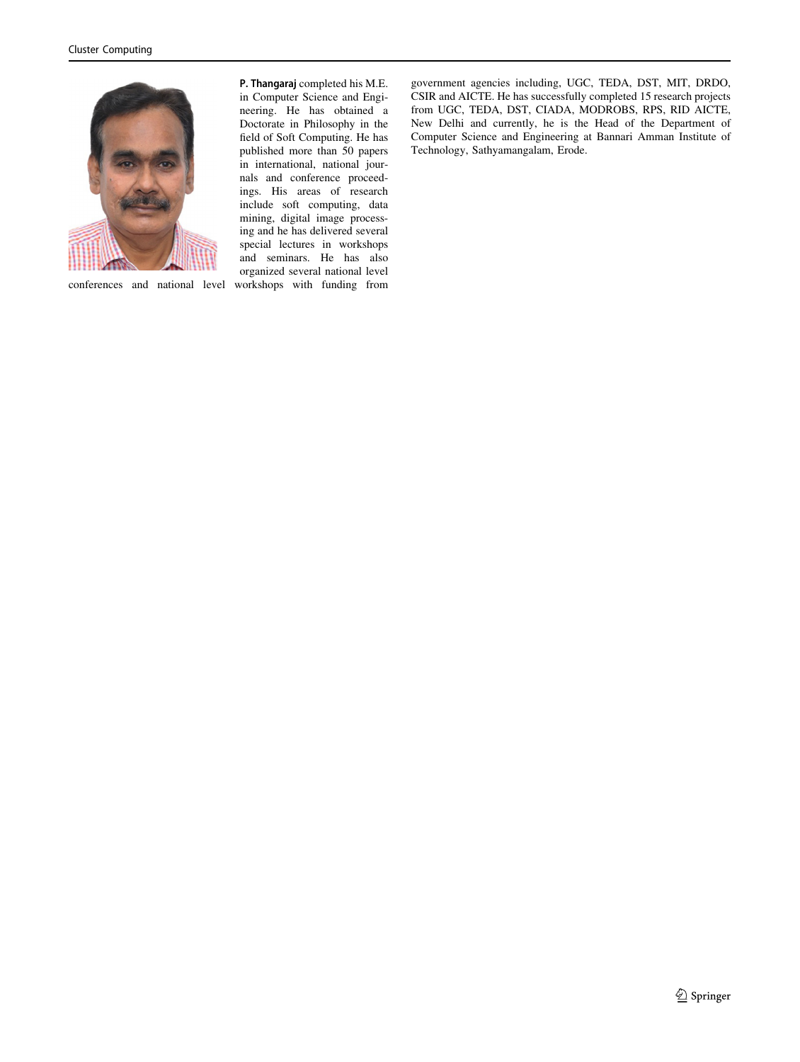**P. Thangaraj** completed his M.E. in Computer Science and Engineering. He has obtained a Doctorate in Philosophy in the field of Soft Computing. He has published more than 50 papers in international, national journals and conference proceedings. His areas of research include soft computing, data mining, digital image processing and he has delivered several special lectures in workshops and seminars. He has also organized several national level conferences and national level workshops with funding from government agencies including, UGC, TEDA, DST, MIT, DRDO, CSIR and AICTE. He has successfully completed 15 research projects from UGC, TEDA, DST, CIADA, MODROBS, RPS, RID AICTE, New Delhi and currently, he is the Head of the Department of Computer Science and Engineering at Bannari Amman Institute of Technology, Sathyamangalam, Erode.